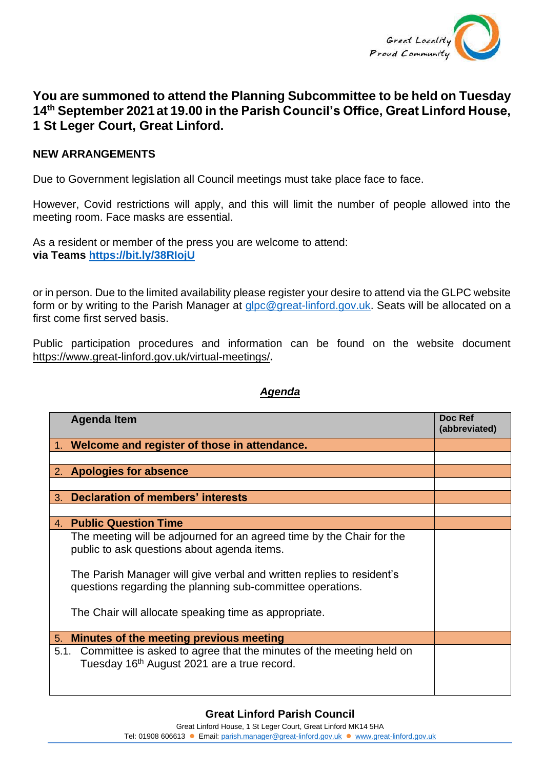Great Locality
Proud Community

## You are summoned to attend the Planning Subcommittee to be held on Tuesday 14th September 2021 at 19.00 in the Parish Council's Office, Great Linford House, 1 St Leger Court, Great Linford.

**NEW ARRANGEMENTS**

Due to Government legislation all Council meetings must take place face to face.

However, Covid restrictions will apply, and this will limit the number of people allowed into the meeting room. Face masks are essential.

As a resident or member of the press you are welcome to attend:
**via Teams [https://bit.ly/38RIojU](https://bit.ly/38RIojU)**

or in person. Due to the limited availability please register your desire to attend via the GLPC website form or by writing to the Parish Manager at glpc@great-linford.gov.uk. Seats will be allocated on a first come first served basis.

Public participation procedures and information can be found on the website document https://www.great-linford.gov.uk/virtual-meetings/**.**

***Agenda***

| Agenda Item | Doc Ref (abbreviated) |
|---|---|
| 1. **Welcome and register of those in attendance.** | |
| | |
| 2. **Apologies for absence** | |
| | |
| 3. **Declaration of members' interests** | |
| | |
| 4. **Public Question Time** | |
| The meeting will be adjourned for an agreed time by the Chair for the public to ask questions about agenda items.<br><br>The Parish Manager will give verbal and written replies to resident's questions regarding the planning sub-committee operations.<br><br>The Chair will allocate speaking time as appropriate. | |
| 5. **Minutes of the meeting previous meeting** | |
| 5.1. Committee is asked to agree that the minutes of the meeting held on Tuesday 16th August 2021 are a true record. | |

**Great Linford Parish Council**
Great Linford House, 1 St Leger Court, Great Linford MK14 5HA
Tel: 01908 606613 ● Email: parish.manager@great-linford.gov.uk ● www.great-linford.gov.uk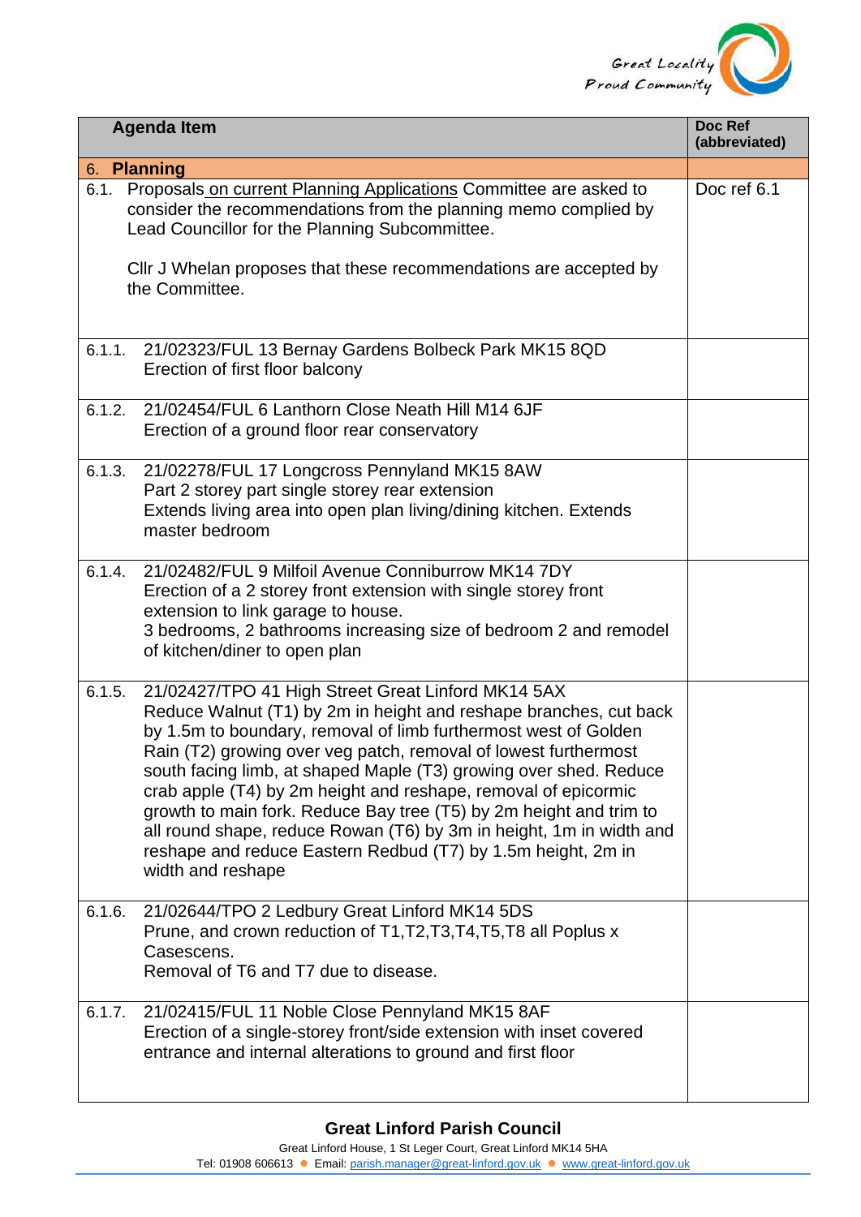| Agenda Item | Doc Ref (abbreviated) |
|---|---|
| 6. **Planning** | |
| 6.1. Proposals on current Planning Applications Committee are asked to consider the recommendations from the planning memo complied by Lead Councillor for the Planning Subcommittee.<br><br>Cllr J Whelan proposes that these recommendations are accepted by the Committee. | Doc ref 6.1 |
| 6.1.1. 21/02323/FUL 13 Bernay Gardens Bolbeck Park MK15 8QD<br>Erection of first floor balcony | |
| 6.1.2. 21/02454/FUL 6 Lanthorn Close Neath Hill M14 6JF<br>Erection of a ground floor rear conservatory | |
| 6.1.3. 21/02278/FUL 17 Longcross Pennyland MK15 8AW<br>Part 2 storey part single storey rear extension<br>Extends living area into open plan living/dining kitchen. Extends master bedroom | |
| 6.1.4. 21/02482/FUL 9 Milfoil Avenue Conniburrow MK14 7DY<br>Erection of a 2 storey front extension with single storey front extension to link garage to house.<br>3 bedrooms, 2 bathrooms increasing size of bedroom 2 and remodel of kitchen/diner to open plan | |
| 6.1.5. 21/02427/TPO 41 High Street Great Linford MK14 5AX<br>Reduce Walnut (T1) by 2m in height and reshape branches, cut back by 1.5m to boundary, removal of limb furthermost west of Golden Rain (T2) growing over veg patch, removal of lowest furthermost south facing limb, at shaped Maple (T3) growing over shed. Reduce crab apple (T4) by 2m height and reshape, removal of epicormic growth to main fork. Reduce Bay tree (T5) by 2m height and trim to all round shape, reduce Rowan (T6) by 3m in height, 1m in width and reshape and reduce Eastern Redbud (T7) by 1.5m height, 2m in width and reshape | |
| 6.1.6. 21/02644/TPO 2 Ledbury Great Linford MK14 5DS<br>Prune, and crown reduction of T1,T2,T3,T4,T5,T8 all Poplus x Casescens.<br>Removal of T6 and T7 due to disease. | |
| 6.1.7. 21/02415/FUL 11 Noble Close Pennyland MK15 8AF<br>Erection of a single-storey front/side extension with inset covered entrance and internal alterations to ground and first floor | |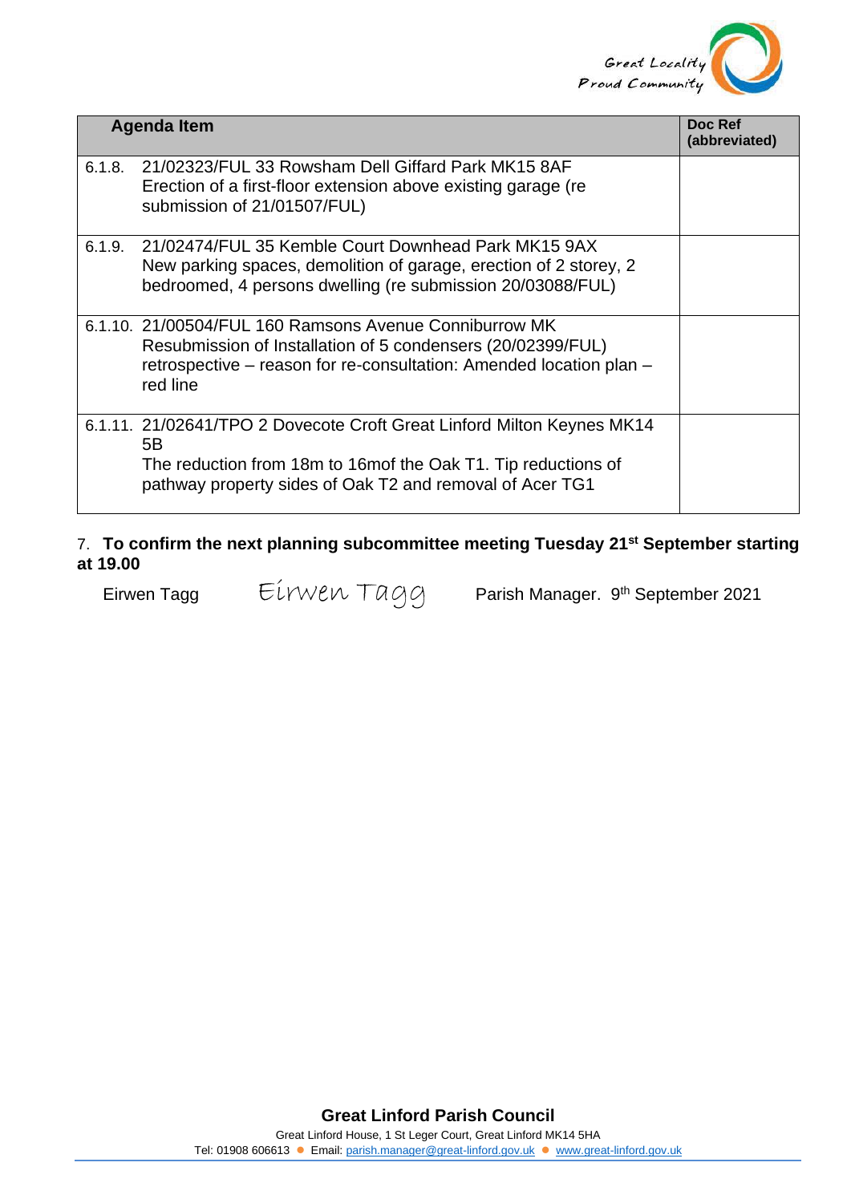| Agenda Item | Doc Ref (abbreviated) |
|---|---|
| 6.1.8. 21/02323/FUL 33 Rowsham Dell Giffard Park MK15 8AF Erection of a first-floor extension above existing garage (re submission of 21/01507/FUL) | |
| 6.1.9. 21/02474/FUL 35 Kemble Court Downhead Park MK15 9AX New parking spaces, demolition of garage, erection of 2 storey, 2 bedroomed, 4 persons dwelling (re submission 20/03088/FUL) | |
| 6.1.10. 21/00504/FUL 160 Ramsons Avenue Conniburrow MK Resubmission of Installation of 5 condensers (20/02399/FUL) retrospective – reason for re-consultation: Amended location plan – red line | |
| 6.1.11. 21/02641/TPO 2 Dovecote Croft Great Linford Milton Keynes MK14 5B The reduction from 18m to 16mof the Oak T1. Tip reductions of pathway property sides of Oak T2 and removal of Acer TG1 | |

7. **To confirm the next planning subcommittee meeting Tuesday 21st September starting at 19.00**

Eirwen Tagg    Eirwen Tagg    Parish Manager. 9th September 2021

**Great Linford Parish Council**

Great Linford House, 1 St Leger Court, Great Linford MK14 5HA

Tel: 01908 606613 ● Email: parish.manager@great-linford.gov.uk ● www.great-linford.gov.uk